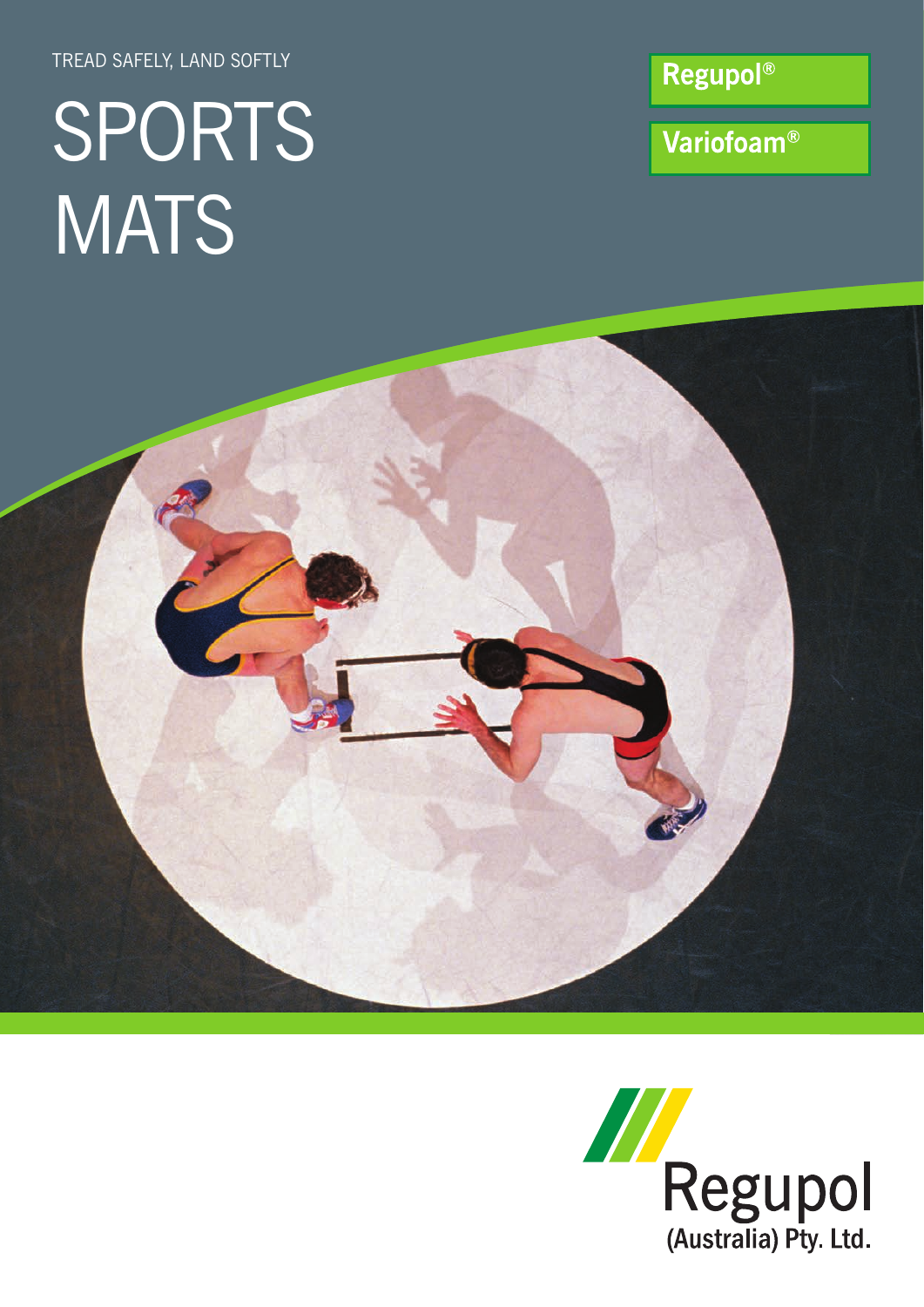TREAD SAFELY, LAND SOFTLY

# SPORTS MATS

**Regupol®**

**Variofoam®**

Regupol
(Australia) Pty. Ltd.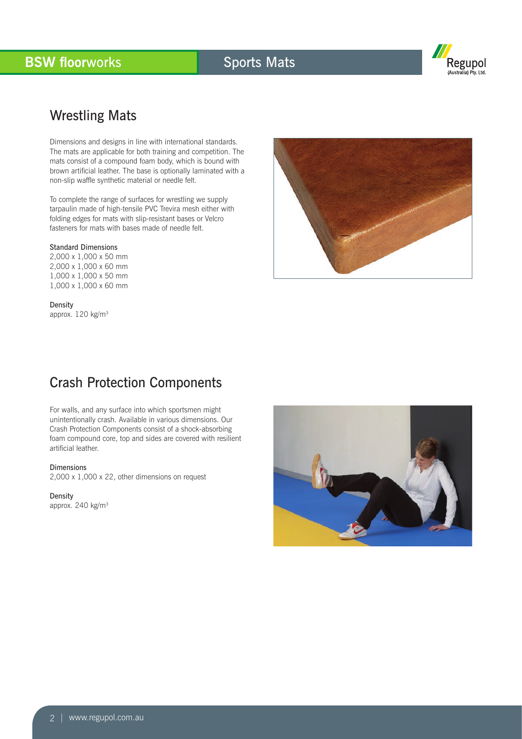## Wrestling Mats

Dimensions and designs in line with international standards. The mats are applicable for both training and competition. The mats consist of a compound foam body, which is bound with brown artificial leather. The base is optionally laminated with a non-slip waffle synthetic material or needle felt.

To complete the range of surfaces for wrestling we supply tarpaulin made of high-tensile PVC Trevira mesh either with folding edges for mats with slip-resistant bases or Velcro fasteners for mats with bases made of needle felt.

**Standard Dimensions**
2,000 x 1,000 x 50 mm
2,000 x 1,000 x 60 mm
1,000 x 1,000 x 50 mm
1,000 x 1,000 x 60 mm

**Density**
approx. 120 kg/m$^3$

## Crash Protection Components

For walls, and any surface into which sportsmen might unintentionally crash. Available in various dimensions. Our Crash Protection Components consist of a shock-absorbing foam compound core, top and sides are covered with resilient artificial leather.

**Dimensions**
2,000 x 1,000 x 22, other dimensions on request

**Density**
approx. 240 kg/m$^3$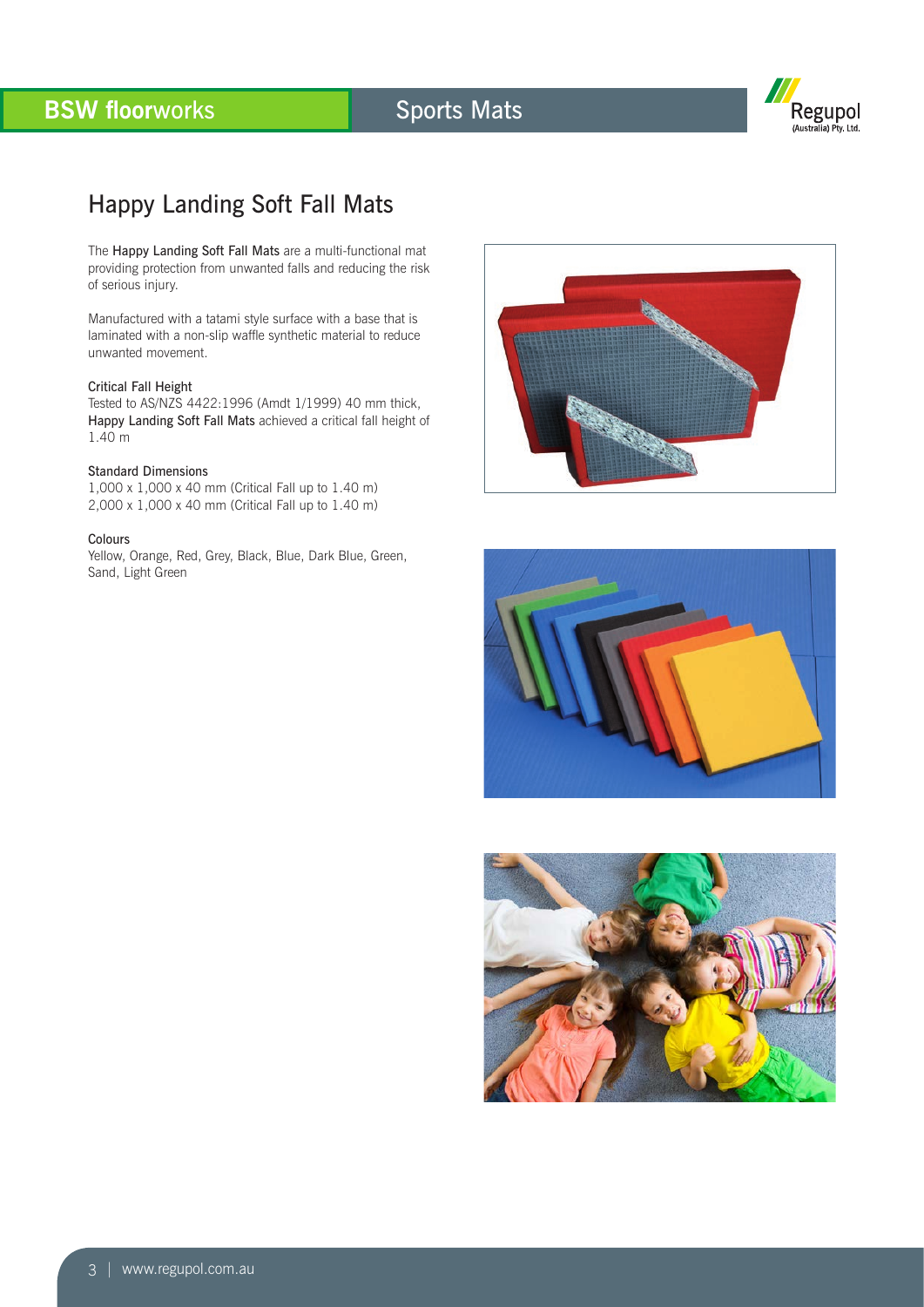## Happy Landing Soft Fall Mats

The **Happy Landing Soft Fall Mats** are a multi-functional mat providing protection from unwanted falls and reducing the risk of serious injury.

Manufactured with a tatami style surface with a base that is laminated with a non-slip waffle synthetic material to reduce unwanted movement.

### Critical Fall Height

Tested to AS/NZS 4422:1996 (Amdt 1/1999) 40 mm thick, **Happy Landing Soft Fall Mats** achieved a critical fall height of 1.40 m

### Standard Dimensions

1,000 x 1,000 x 40 mm (Critical Fall up to 1.40 m)
2,000 x 1,000 x 40 mm (Critical Fall up to 1.40 m)

### Colours

Yellow, Orange, Red, Grey, Black, Blue, Dark Blue, Green, Sand, Light Green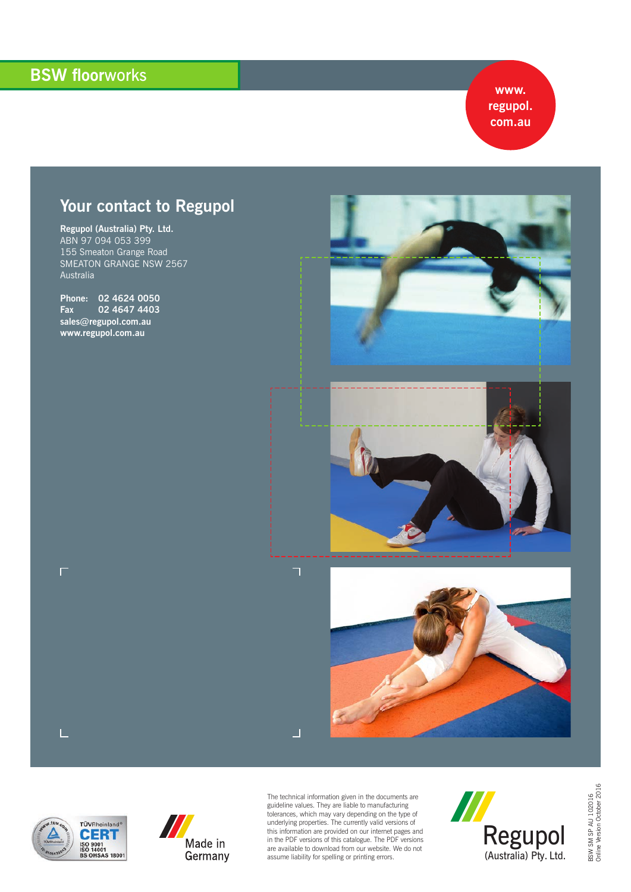BSW floorworks

www.regupol.com.au

## Your contact to Regupol

**Regupol (Australia) Pty. Ltd.**
ABN 97 094 053 399
155 Smeaton Grange Road
SMEATON GRANGE NSW 2567
Australia

**Phone:** **02 4624 0050**
**Fax** **02 4647 4403**
**sales@regupol.com.au**
**www.regupol.com.au**

TÜVRheinland CERT
ISO 9001
ISO 14001
BS OHSAS 18001

Made in Germany

The technical information given in the documents are guideline values. They are liable to manufacturing tolerances, which may vary depending on the type of underlying properties. The currently valid versions of this information are provided on our internet pages and in the PDF versions of this catalogue. The PDF versions are available to download from our website. We do not assume liability for spelling or printing errors.

Regupol (Australia) Pty. Ltd.

BSW SM SP AU 102016
Online Version October 2016